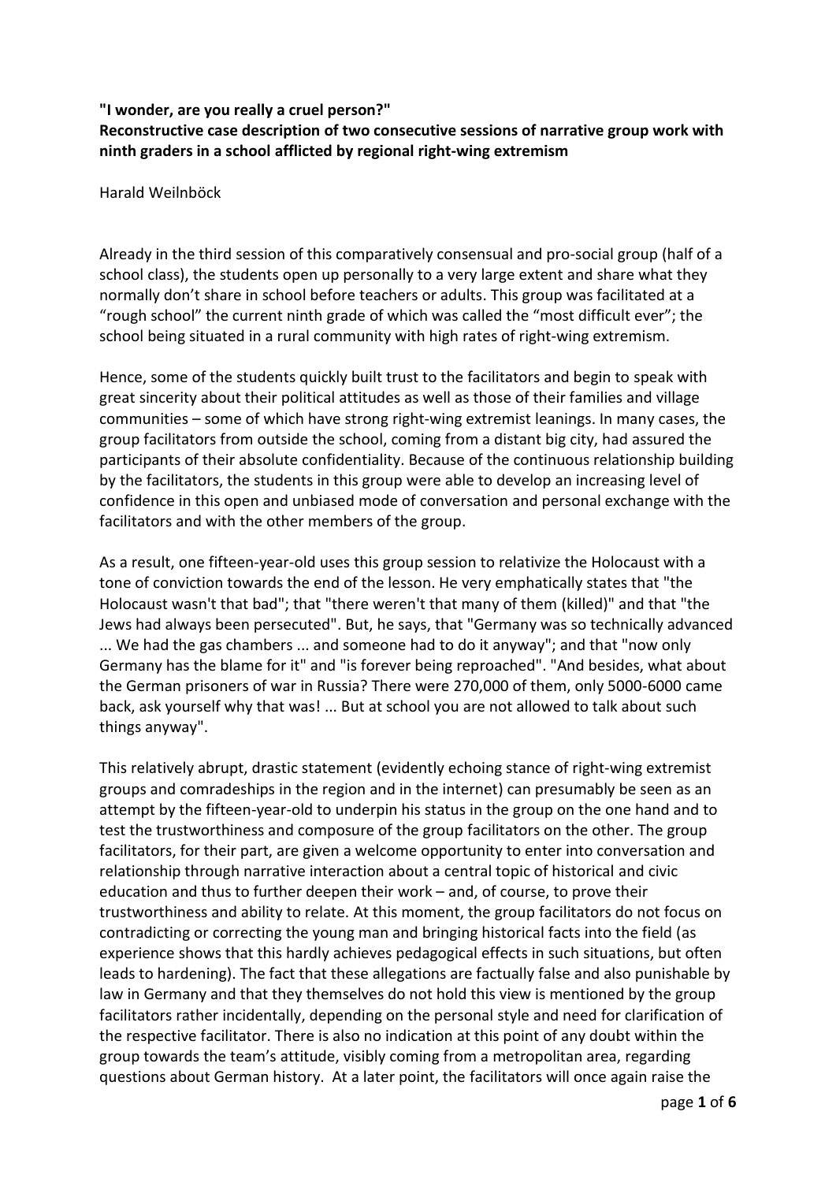**"I wonder, are you really a cruel person?"**
**Reconstructive case description of two consecutive sessions of narrative group work with ninth graders in a school afflicted by regional right-wing extremism**

Harald Weilnböck

Already in the third session of this comparatively consensual and pro-social group (half of a school class), the students open up personally to a very large extent and share what they normally don't share in school before teachers or adults. This group was facilitated at a "rough school" the current ninth grade of which was called the "most difficult ever"; the school being situated in a rural community with high rates of right-wing extremism.

Hence, some of the students quickly built trust to the facilitators and begin to speak with great sincerity about their political attitudes as well as those of their families and village communities – some of which have strong right-wing extremist leanings. In many cases, the group facilitators from outside the school, coming from a distant big city, had assured the participants of their absolute confidentiality. Because of the continuous relationship building by the facilitators, the students in this group were able to develop an increasing level of confidence in this open and unbiased mode of conversation and personal exchange with the facilitators and with the other members of the group.

As a result, one fifteen-year-old uses this group session to relativize the Holocaust with a tone of conviction towards the end of the lesson. He very emphatically states that "the Holocaust wasn't that bad"; that "there weren't that many of them (killed)" and that "the Jews had always been persecuted". But, he says, that "Germany was so technically advanced ... We had the gas chambers ... and someone had to do it anyway"; and that "now only Germany has the blame for it" and "is forever being reproached". "And besides, what about the German prisoners of war in Russia? There were 270,000 of them, only 5000-6000 came back, ask yourself why that was! ... But at school you are not allowed to talk about such things anyway".

This relatively abrupt, drastic statement (evidently echoing stance of right-wing extremist groups and comradeships in the region and in the internet) can presumably be seen as an attempt by the fifteen-year-old to underpin his status in the group on the one hand and to test the trustworthiness and composure of the group facilitators on the other. The group facilitators, for their part, are given a welcome opportunity to enter into conversation and relationship through narrative interaction about a central topic of historical and civic education and thus to further deepen their work – and, of course, to prove their trustworthiness and ability to relate. At this moment, the group facilitators do not focus on contradicting or correcting the young man and bringing historical facts into the field (as experience shows that this hardly achieves pedagogical effects in such situations, but often leads to hardening). The fact that these allegations are factually false and also punishable by law in Germany and that they themselves do not hold this view is mentioned by the group facilitators rather incidentally, depending on the personal style and need for clarification of the respective facilitator. There is also no indication at this point of any doubt within the group towards the team's attitude, visibly coming from a metropolitan area, regarding questions about German history. At a later point, the facilitators will once again raise the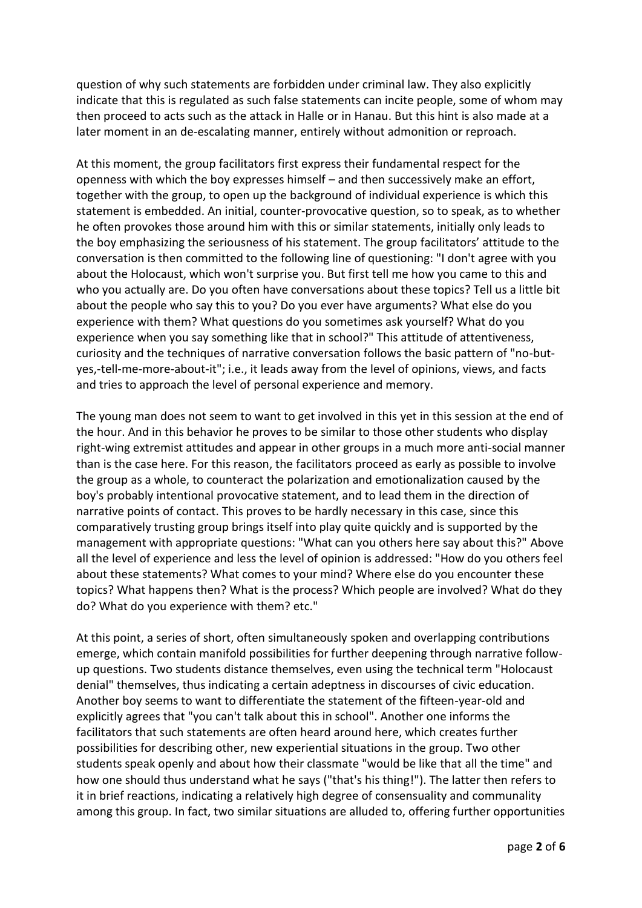question of why such statements are forbidden under criminal law. They also explicitly indicate that this is regulated as such false statements can incite people, some of whom may then proceed to acts such as the attack in Halle or in Hanau. But this hint is also made at a later moment in an de-escalating manner, entirely without admonition or reproach.

At this moment, the group facilitators first express their fundamental respect for the openness with which the boy expresses himself – and then successively make an effort, together with the group, to open up the background of individual experience is which this statement is embedded. An initial, counter-provocative question, so to speak, as to whether he often provokes those around him with this or similar statements, initially only leads to the boy emphasizing the seriousness of his statement. The group facilitators' attitude to the conversation is then committed to the following line of questioning: "I don't agree with you about the Holocaust, which won't surprise you. But first tell me how you came to this and who you actually are. Do you often have conversations about these topics? Tell us a little bit about the people who say this to you? Do you ever have arguments? What else do you experience with them? What questions do you sometimes ask yourself? What do you experience when you say something like that in school?" This attitude of attentiveness, curiosity and the techniques of narrative conversation follows the basic pattern of "no-but-yes,-tell-me-more-about-it"; i.e., it leads away from the level of opinions, views, and facts and tries to approach the level of personal experience and memory.

The young man does not seem to want to get involved in this yet in this session at the end of the hour. And in this behavior he proves to be similar to those other students who display right-wing extremist attitudes and appear in other groups in a much more anti-social manner than is the case here. For this reason, the facilitators proceed as early as possible to involve the group as a whole, to counteract the polarization and emotionalization caused by the boy's probably intentional provocative statement, and to lead them in the direction of narrative points of contact. This proves to be hardly necessary in this case, since this comparatively trusting group brings itself into play quite quickly and is supported by the management with appropriate questions: "What can you others here say about this?" Above all the level of experience and less the level of opinion is addressed: "How do you others feel about these statements? What comes to your mind? Where else do you encounter these topics? What happens then? What is the process? Which people are involved? What do they do? What do you experience with them? etc."

At this point, a series of short, often simultaneously spoken and overlapping contributions emerge, which contain manifold possibilities for further deepening through narrative follow-up questions. Two students distance themselves, even using the technical term "Holocaust denial" themselves, thus indicating a certain adeptness in discourses of civic education. Another boy seems to want to differentiate the statement of the fifteen-year-old and explicitly agrees that "you can't talk about this in school". Another one informs the facilitators that such statements are often heard around here, which creates further possibilities for describing other, new experiential situations in the group. Two other students speak openly and about how their classmate "would be like that all the time" and how one should thus understand what he says ("that's his thing!"). The latter then refers to it in brief reactions, indicating a relatively high degree of consensuality and communality among this group. In fact, two similar situations are alluded to, offering further opportunities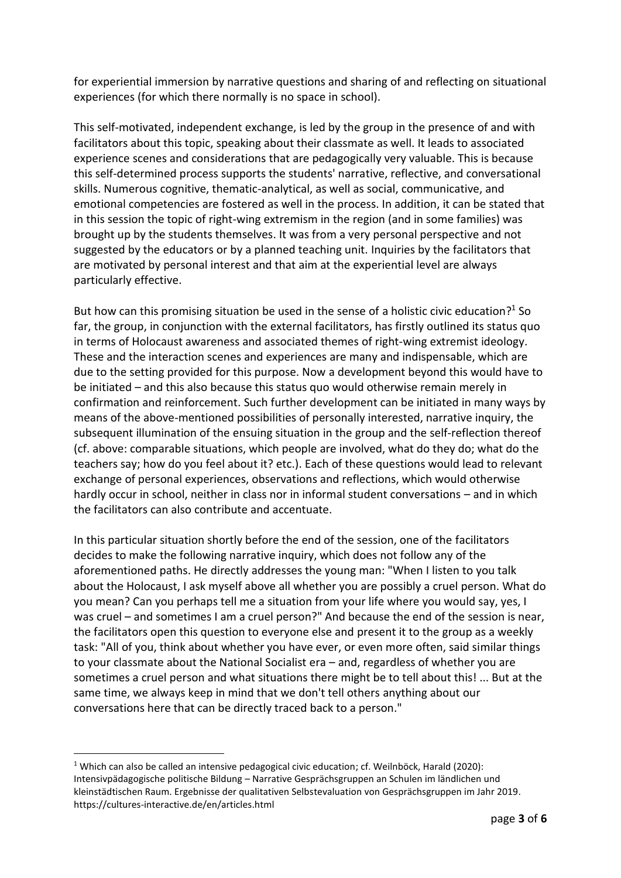for experiential immersion by narrative questions and sharing of and reflecting on situational experiences (for which there normally is no space in school).

This self-motivated, independent exchange, is led by the group in the presence of and with facilitators about this topic, speaking about their classmate as well. It leads to associated experience scenes and considerations that are pedagogically very valuable. This is because this self-determined process supports the students' narrative, reflective, and conversational skills. Numerous cognitive, thematic-analytical, as well as social, communicative, and emotional competencies are fostered as well in the process. In addition, it can be stated that in this session the topic of right-wing extremism in the region (and in some families) was brought up by the students themselves. It was from a very personal perspective and not suggested by the educators or by a planned teaching unit. Inquiries by the facilitators that are motivated by personal interest and that aim at the experiential level are always particularly effective.

But how can this promising situation be used in the sense of a holistic civic education?[1] So far, the group, in conjunction with the external facilitators, has firstly outlined its status quo in terms of Holocaust awareness and associated themes of right-wing extremist ideology. These and the interaction scenes and experiences are many and indispensable, which are due to the setting provided for this purpose. Now a development beyond this would have to be initiated – and this also because this status quo would otherwise remain merely in confirmation and reinforcement. Such further development can be initiated in many ways by means of the above-mentioned possibilities of personally interested, narrative inquiry, the subsequent illumination of the ensuing situation in the group and the self-reflection thereof (cf. above: comparable situations, which people are involved, what do they do; what do the teachers say; how do you feel about it? etc.). Each of these questions would lead to relevant exchange of personal experiences, observations and reflections, which would otherwise hardly occur in school, neither in class nor in informal student conversations – and in which the facilitators can also contribute and accentuate.

In this particular situation shortly before the end of the session, one of the facilitators decides to make the following narrative inquiry, which does not follow any of the aforementioned paths. He directly addresses the young man: "When I listen to you talk about the Holocaust, I ask myself above all whether you are possibly a cruel person. What do you mean? Can you perhaps tell me a situation from your life where you would say, yes, I was cruel – and sometimes I am a cruel person?" And because the end of the session is near, the facilitators open this question to everyone else and present it to the group as a weekly task: "All of you, think about whether you have ever, or even more often, said similar things to your classmate about the National Socialist era – and, regardless of whether you are sometimes a cruel person and what situations there might be to tell about this! ... But at the same time, we always keep in mind that we don't tell others anything about our conversations here that can be directly traced back to a person."

---

[1] Which can also be called an intensive pedagogical civic education; cf. Weilnböck, Harald (2020): Intensivpädagogische politische Bildung – Narrative Gesprächsgruppen an Schulen im ländlichen und kleinstädtischen Raum. Ergebnisse der qualitativen Selbstevaluation von Gesprächsgruppen im Jahr 2019. https://cultures-interactive.de/en/articles.html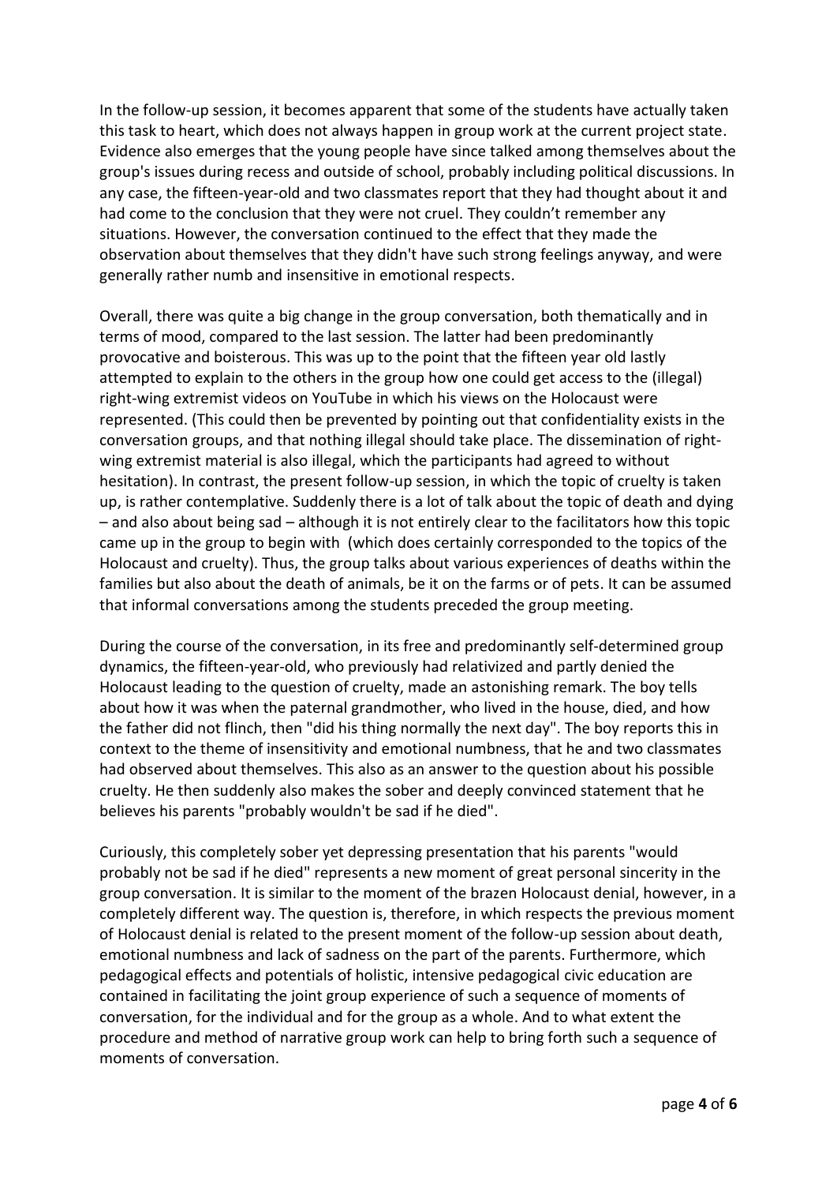In the follow-up session, it becomes apparent that some of the students have actually taken this task to heart, which does not always happen in group work at the current project state. Evidence also emerges that the young people have since talked among themselves about the group's issues during recess and outside of school, probably including political discussions. In any case, the fifteen-year-old and two classmates report that they had thought about it and had come to the conclusion that they were not cruel. They couldn't remember any situations. However, the conversation continued to the effect that they made the observation about themselves that they didn't have such strong feelings anyway, and were generally rather numb and insensitive in emotional respects.

Overall, there was quite a big change in the group conversation, both thematically and in terms of mood, compared to the last session. The latter had been predominantly provocative and boisterous. This was up to the point that the fifteen year old lastly attempted to explain to the others in the group how one could get access to the (illegal) right-wing extremist videos on YouTube in which his views on the Holocaust were represented. (This could then be prevented by pointing out that confidentiality exists in the conversation groups, and that nothing illegal should take place. The dissemination of right-wing extremist material is also illegal, which the participants had agreed to without hesitation). In contrast, the present follow-up session, in which the topic of cruelty is taken up, is rather contemplative. Suddenly there is a lot of talk about the topic of death and dying – and also about being sad – although it is not entirely clear to the facilitators how this topic came up in the group to begin with (which does certainly corresponded to the topics of the Holocaust and cruelty). Thus, the group talks about various experiences of deaths within the families but also about the death of animals, be it on the farms or of pets. It can be assumed that informal conversations among the students preceded the group meeting.

During the course of the conversation, in its free and predominantly self-determined group dynamics, the fifteen-year-old, who previously had relativized and partly denied the Holocaust leading to the question of cruelty, made an astonishing remark. The boy tells about how it was when the paternal grandmother, who lived in the house, died, and how the father did not flinch, then "did his thing normally the next day". The boy reports this in context to the theme of insensitivity and emotional numbness, that he and two classmates had observed about themselves. This also as an answer to the question about his possible cruelty. He then suddenly also makes the sober and deeply convinced statement that he believes his parents "probably wouldn't be sad if he died".

Curiously, this completely sober yet depressing presentation that his parents "would probably not be sad if he died" represents a new moment of great personal sincerity in the group conversation. It is similar to the moment of the brazen Holocaust denial, however, in a completely different way. The question is, therefore, in which respects the previous moment of Holocaust denial is related to the present moment of the follow-up session about death, emotional numbness and lack of sadness on the part of the parents. Furthermore, which pedagogical effects and potentials of holistic, intensive pedagogical civic education are contained in facilitating the joint group experience of such a sequence of moments of conversation, for the individual and for the group as a whole. And to what extent the procedure and method of narrative group work can help to bring forth such a sequence of moments of conversation.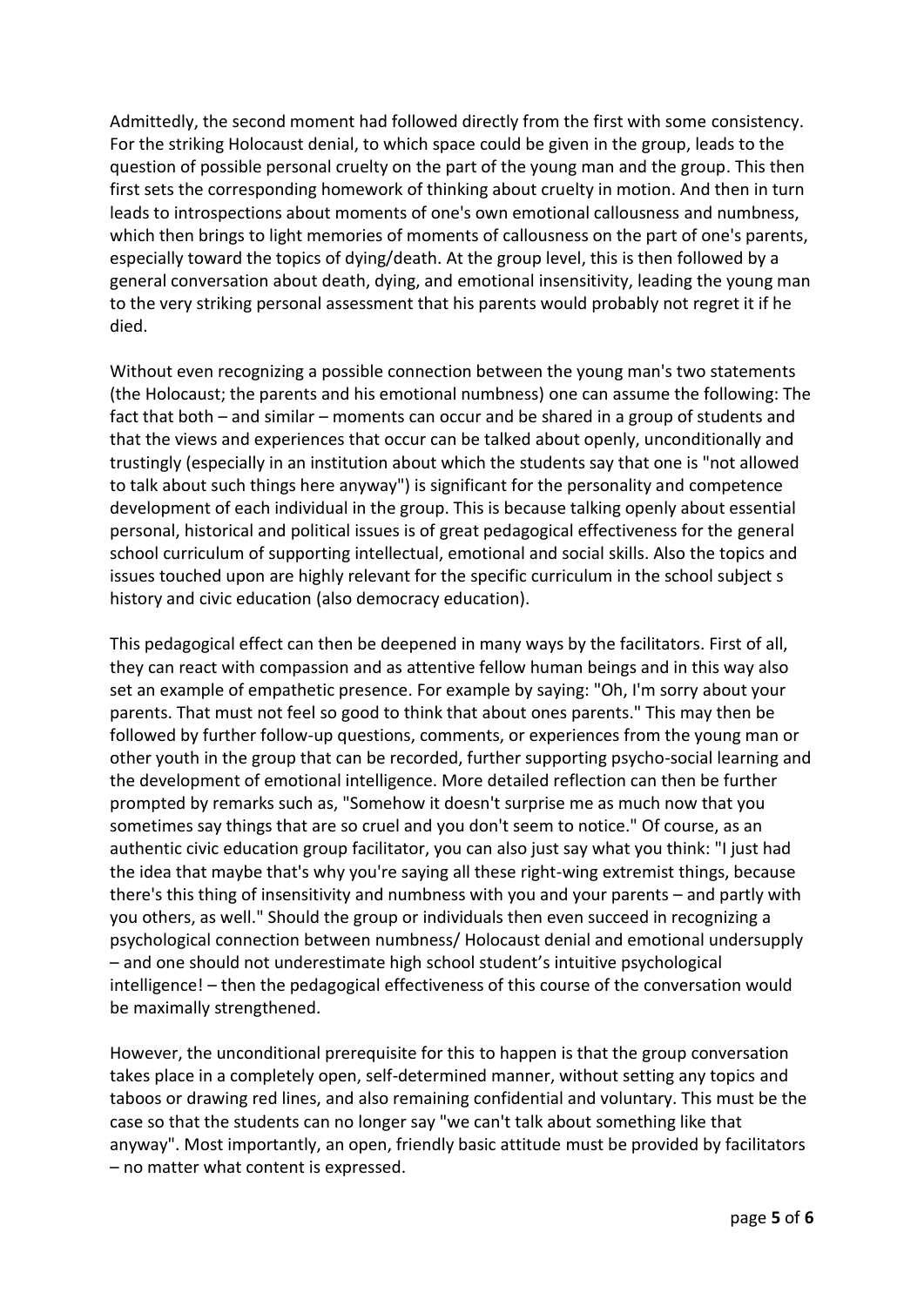Admittedly, the second moment had followed directly from the first with some consistency. For the striking Holocaust denial, to which space could be given in the group, leads to the question of possible personal cruelty on the part of the young man and the group. This then first sets the corresponding homework of thinking about cruelty in motion. And then in turn leads to introspections about moments of one's own emotional callousness and numbness, which then brings to light memories of moments of callousness on the part of one's parents, especially toward the topics of dying/death. At the group level, this is then followed by a general conversation about death, dying, and emotional insensitivity, leading the young man to the very striking personal assessment that his parents would probably not regret it if he died.

Without even recognizing a possible connection between the young man's two statements (the Holocaust; the parents and his emotional numbness) one can assume the following: The fact that both – and similar – moments can occur and be shared in a group of students and that the views and experiences that occur can be talked about openly, unconditionally and trustingly (especially in an institution about which the students say that one is "not allowed to talk about such things here anyway") is significant for the personality and competence development of each individual in the group. This is because talking openly about essential personal, historical and political issues is of great pedagogical effectiveness for the general school curriculum of supporting intellectual, emotional and social skills. Also the topics and issues touched upon are highly relevant for the specific curriculum in the school subject s history and civic education (also democracy education).

This pedagogical effect can then be deepened in many ways by the facilitators. First of all, they can react with compassion and as attentive fellow human beings and in this way also set an example of empathetic presence. For example by saying: "Oh, I'm sorry about your parents. That must not feel so good to think that about ones parents." This may then be followed by further follow-up questions, comments, or experiences from the young man or other youth in the group that can be recorded, further supporting psycho-social learning and the development of emotional intelligence. More detailed reflection can then be further prompted by remarks such as, "Somehow it doesn't surprise me as much now that you sometimes say things that are so cruel and you don't seem to notice." Of course, as an authentic civic education group facilitator, you can also just say what you think: "I just had the idea that maybe that's why you're saying all these right-wing extremist things, because there's this thing of insensitivity and numbness with you and your parents – and partly with you others, as well." Should the group or individuals then even succeed in recognizing a psychological connection between numbness/ Holocaust denial and emotional undersupply – and one should not underestimate high school student's intuitive psychological intelligence! – then the pedagogical effectiveness of this course of the conversation would be maximally strengthened.

However, the unconditional prerequisite for this to happen is that the group conversation takes place in a completely open, self-determined manner, without setting any topics and taboos or drawing red lines, and also remaining confidential and voluntary. This must be the case so that the students can no longer say "we can't talk about something like that anyway". Most importantly, an open, friendly basic attitude must be provided by facilitators – no matter what content is expressed.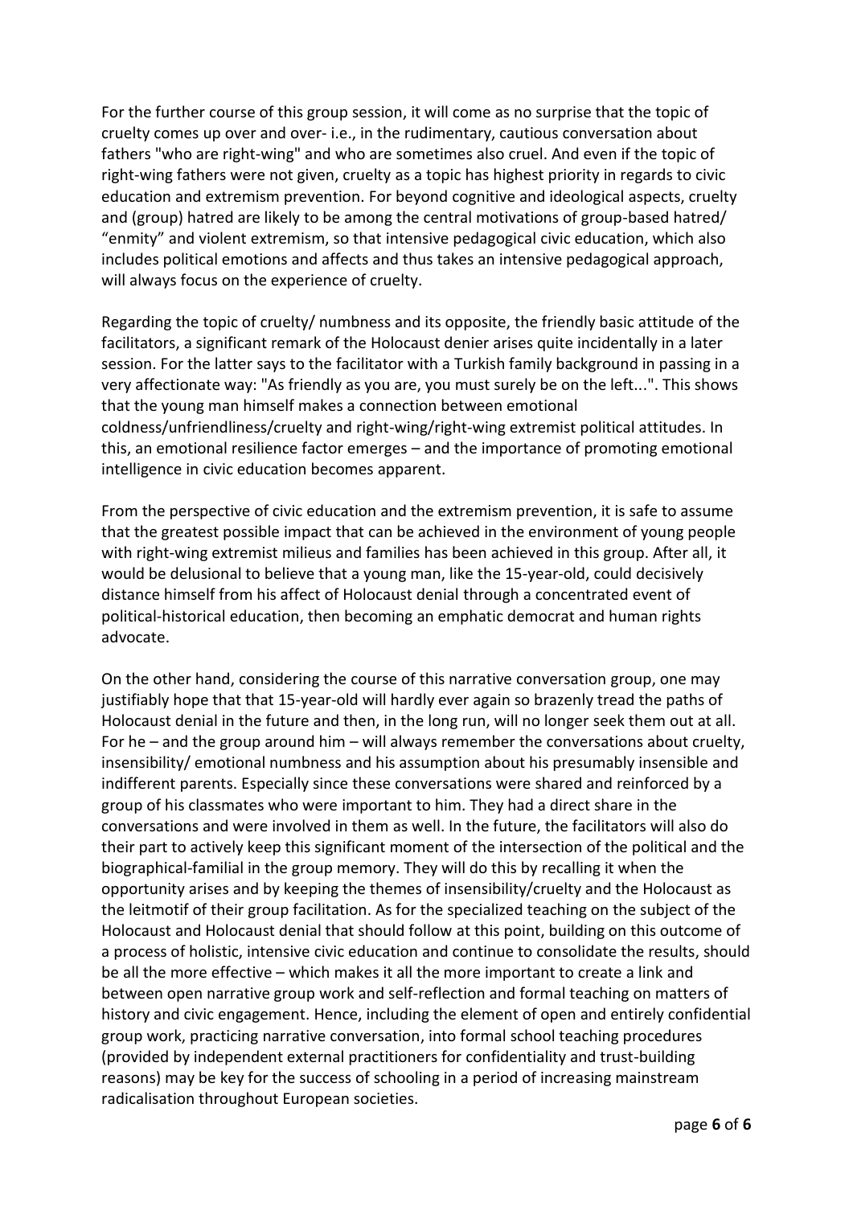For the further course of this group session, it will come as no surprise that the topic of cruelty comes up over and over- i.e., in the rudimentary, cautious conversation about fathers "who are right-wing" and who are sometimes also cruel. And even if the topic of right-wing fathers were not given, cruelty as a topic has highest priority in regards to civic education and extremism prevention. For beyond cognitive and ideological aspects, cruelty and (group) hatred are likely to be among the central motivations of group-based hatred/ “enmity” and violent extremism, so that intensive pedagogical civic education, which also includes political emotions and affects and thus takes an intensive pedagogical approach, will always focus on the experience of cruelty.

Regarding the topic of cruelty/ numbness and its opposite, the friendly basic attitude of the facilitators, a significant remark of the Holocaust denier arises quite incidentally in a later session. For the latter says to the facilitator with a Turkish family background in passing in a very affectionate way: "As friendly as you are, you must surely be on the left...". This shows that the young man himself makes a connection between emotional coldness/unfriendliness/cruelty and right-wing/right-wing extremist political attitudes. In this, an emotional resilience factor emerges – and the importance of promoting emotional intelligence in civic education becomes apparent.

From the perspective of civic education and the extremism prevention, it is safe to assume that the greatest possible impact that can be achieved in the environment of young people with right-wing extremist milieus and families has been achieved in this group. After all, it would be delusional to believe that a young man, like the 15-year-old, could decisively distance himself from his affect of Holocaust denial through a concentrated event of political-historical education, then becoming an emphatic democrat and human rights advocate.

On the other hand, considering the course of this narrative conversation group, one may justifiably hope that that 15-year-old will hardly ever again so brazenly tread the paths of Holocaust denial in the future and then, in the long run, will no longer seek them out at all. For he – and the group around him – will always remember the conversations about cruelty, insensibility/ emotional numbness and his assumption about his presumably insensible and indifferent parents. Especially since these conversations were shared and reinforced by a group of his classmates who were important to him. They had a direct share in the conversations and were involved in them as well. In the future, the facilitators will also do their part to actively keep this significant moment of the intersection of the political and the biographical-familial in the group memory. They will do this by recalling it when the opportunity arises and by keeping the themes of insensibility/cruelty and the Holocaust as the leitmotif of their group facilitation. As for the specialized teaching on the subject of the Holocaust and Holocaust denial that should follow at this point, building on this outcome of a process of holistic, intensive civic education and continue to consolidate the results, should be all the more effective – which makes it all the more important to create a link and between open narrative group work and self-reflection and formal teaching on matters of history and civic engagement. Hence, including the element of open and entirely confidential group work, practicing narrative conversation, into formal school teaching procedures (provided by independent external practitioners for confidentiality and trust-building reasons) may be key for the success of schooling in a period of increasing mainstream radicalisation throughout European societies.